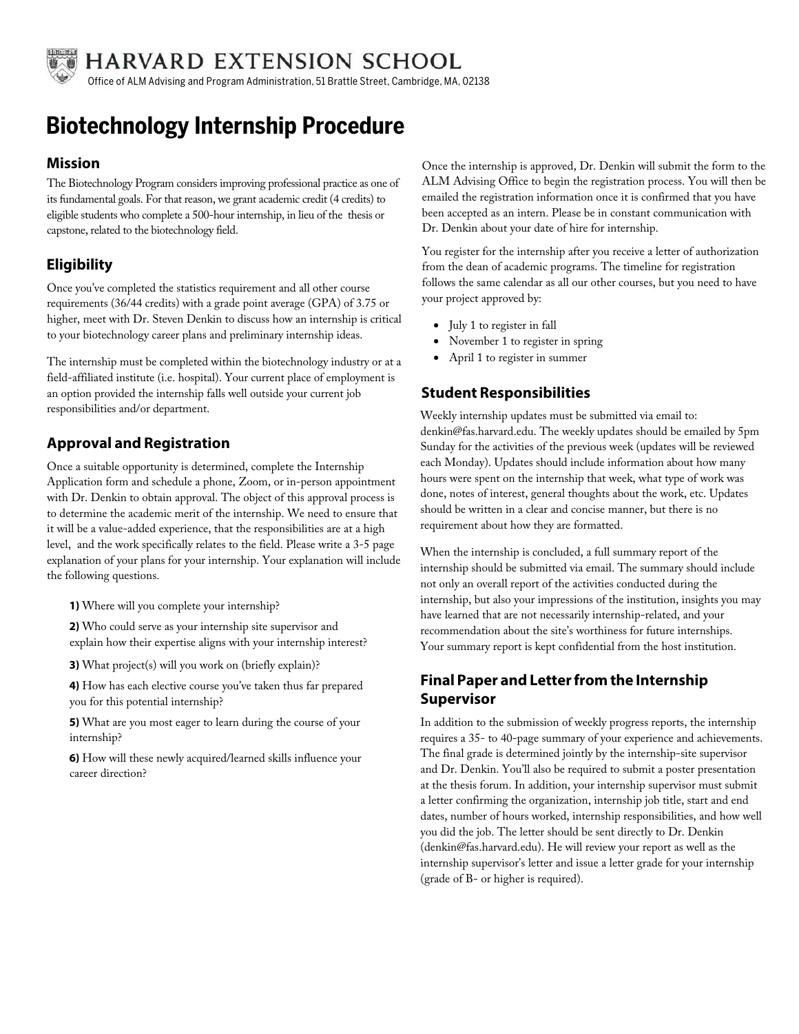HARVARD EXTENSION SCHOOL

Office of ALM Advising and Program Administration, 51 Brattle Street, Cambridge, MA, 02138

# Biotechnology Internship Procedure

## Mission

The Biotechnology Program considers improving professional practice as one of its fundamental goals. For that reason, we grant academic credit (4 credits) to eligible students who complete a 500-hour internship, in lieu of the thesis or capstone, related to the biotechnology field.

## Eligibility

Once you've completed the statistics requirement and all other course requirements (36/44 credits) with a grade point average (GPA) of 3.75 or higher, meet with Dr. Steven Denkin to discuss how an internship is critical to your biotechnology career plans and preliminary internship ideas.

The internship must be completed within the biotechnology industry or at a field-affiliated institute (i.e. hospital). Your current place of employment is an option provided the internship falls well outside your current job responsibilities and/or department.

## Approval and Registration

Once a suitable opportunity is determined, complete the Internship Application form and schedule a phone, Zoom, or in-person appointment with Dr. Denkin to obtain approval. The object of this approval process is to determine the academic merit of the internship. We need to ensure that it will be a value-added experience, that the responsibilities are at a high level, and the work specifically relates to the field. Please write a 3-5 page explanation of your plans for your internship. Your explanation will include the following questions.

**1)** Where will you complete your internship?

**2)** Who could serve as your internship site supervisor and explain how their expertise aligns with your internship interest?

**3)** What project(s) will you work on (briefly explain)?

**4)** How has each elective course you've taken thus far prepared you for this potential internship?

**5)** What are you most eager to learn during the course of your internship?

**6)** How will these newly acquired/learned skills influence your career direction?

Once the internship is approved, Dr. Denkin will submit the form to the ALM Advising Office to begin the registration process. You will then be emailed the registration information once it is confirmed that you have been accepted as an intern. Please be in constant communication with Dr. Denkin about your date of hire for internship.

You register for the internship after you receive a letter of authorization from the dean of academic programs. The timeline for registration follows the same calendar as all our other courses, but you need to have your project approved by:

- July 1 to register in fall
- November 1 to register in spring
- April 1 to register in summer

## Student Responsibilities

Weekly internship updates must be submitted via email to: denkin@fas.harvard.edu. The weekly updates should be emailed by 5pm Sunday for the activities of the previous week (updates will be reviewed each Monday). Updates should include information about how many hours were spent on the internship that week, what type of work was done, notes of interest, general thoughts about the work, etc. Updates should be written in a clear and concise manner, but there is no requirement about how they are formatted.

When the internship is concluded, a full summary report of the internship should be submitted via email. The summary should include not only an overall report of the activities conducted during the internship, but also your impressions of the institution, insights you may have learned that are not necessarily internship-related, and your recommendation about the site's worthiness for future internships. Your summary report is kept confidential from the host institution.

## Final Paper and Letter from the Internship Supervisor

In addition to the submission of weekly progress reports, the internship requires a 35- to 40-page summary of your experience and achievements. The final grade is determined jointly by the internship-site supervisor and Dr. Denkin. You'll also be required to submit a poster presentation at the thesis forum. In addition, your internship supervisor must submit a letter confirming the organization, internship job title, start and end dates, number of hours worked, internship responsibilities, and how well you did the job. The letter should be sent directly to Dr. Denkin (denkin@fas.harvard.edu). He will review your report as well as the internship supervisor's letter and issue a letter grade for your internship (grade of B- or higher is required).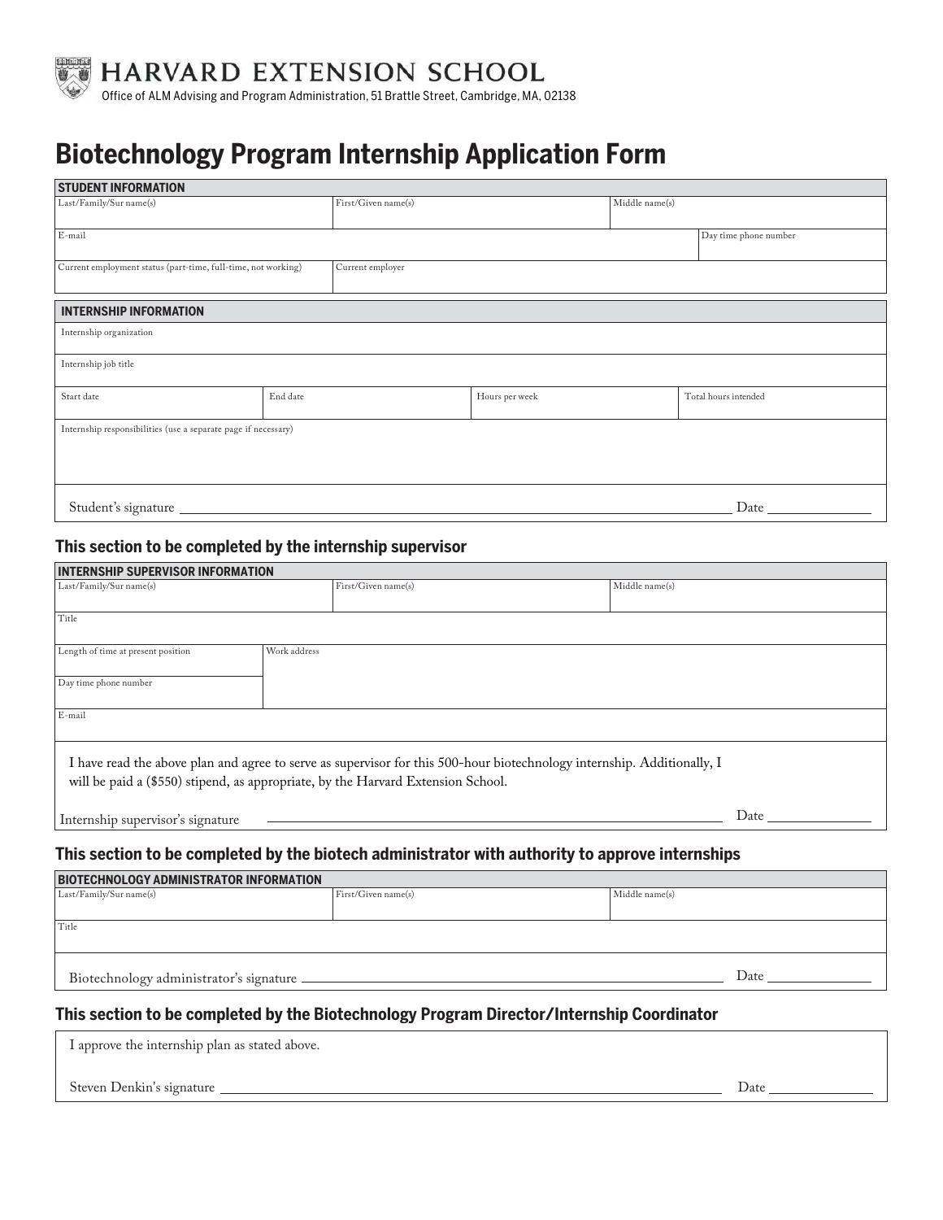HARVARD EXTENSION SCHOOL

Office of ALM Advising and Program Administration, 51 Brattle Street, Cambridge, MA, 02138

# Biotechnology Program Internship Application Form

| STUDENT INFORMATION | | |
|---|---|---|
| Last/Family/Sur name(s) | First/Given name(s) | Middle name(s) |
| E-mail | | Day time phone number |
| Current employment status (part-time, full-time, not working) | Current employer | |

| INTERNSHIP INFORMATION | | | |
|---|---|---|---|
| Internship organization | | | |
| Internship job title | | | |
| Start date | End date | Hours per week | Total hours intended |
| Internship responsibilities (use a separate page if necessary) | | | |

Student's signature ______________________________ Date ____________

### This section to be completed by the internship supervisor

| INTERNSHIP SUPERVISOR INFORMATION | | |
|---|---|---|
| Last/Family/Sur name(s) | First/Given name(s) | Middle name(s) |
| Title | | |
| Length of time at present position | Work address | |
| Day time phone number | | |
| E-mail | | |

I have read the above plan and agree to serve as supervisor for this 500-hour biotechnology internship. Additionally, I will be paid a ($550) stipend, as appropriate, by the Harvard Extension School.

Internship supervisor's signature ______________________________ Date ____________

### This section to be completed by the biotech administrator with authority to approve internships

| BIOTECHNOLOGY ADMINISTRATOR INFORMATION | | |
|---|---|---|
| Last/Family/Sur name(s) | First/Given name(s) | Middle name(s) |
| Title | | |

Biotechnology administrator's signature ______________________________ Date ____________

### This section to be completed by the Biotechnology Program Director/Internship Coordinator

I approve the internship plan as stated above.

Steven Denkin's signature ______________________________ Date ____________